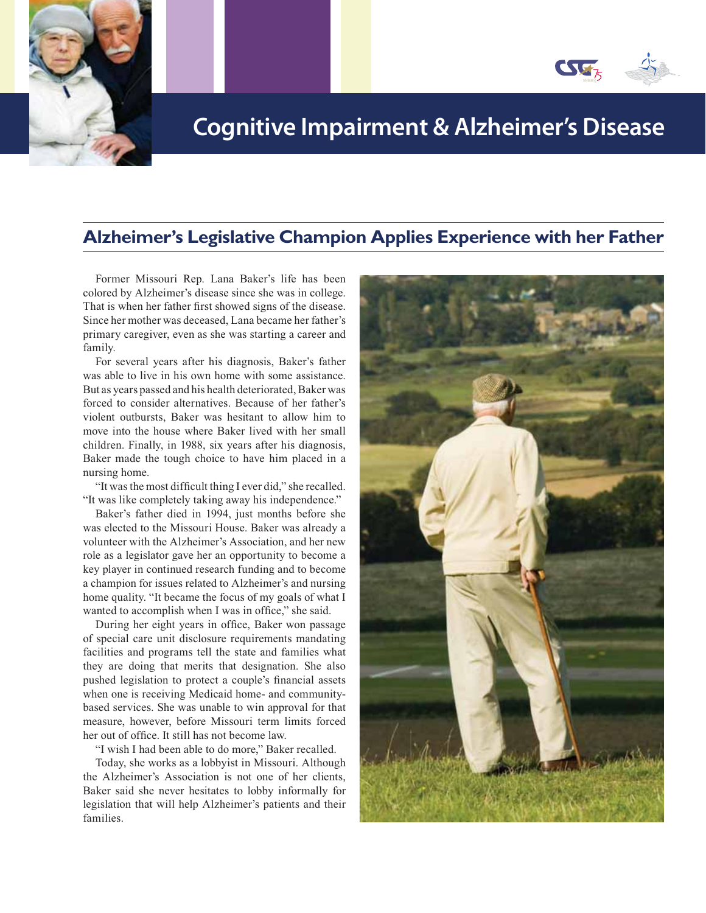# Cognitive Impairment & Alzheimer's Disease

## Alzheimer's Legislative Champion Applies Experience with her Father

Former Missouri Rep. Lana Baker's life has been colored by Alzheimer's disease since she was in college. That is when her father first showed signs of the disease. Since her mother was deceased, Lana became her father's primary caregiver, even as she was starting a career and family.

For several years after his diagnosis, Baker's father was able to live in his own home with some assistance. But as years passed and his health deteriorated, Baker was forced to consider alternatives. Because of her father's violent outbursts, Baker was hesitant to allow him to move into the house where Baker lived with her small children. Finally, in 1988, six years after his diagnosis, Baker made the tough choice to have him placed in a nursing home.

"It was the most difficult thing I ever did," she recalled. "It was like completely taking away his independence."

Baker's father died in 1994, just months before she was elected to the Missouri House. Baker was already a volunteer with the Alzheimer's Association, and her new role as a legislator gave her an opportunity to become a key player in continued research funding and to become a champion for issues related to Alzheimer's and nursing home quality. "It became the focus of my goals of what I wanted to accomplish when I was in office," she said.

During her eight years in office, Baker won passage of special care unit disclosure requirements mandating facilities and programs tell the state and families what they are doing that merits that designation. She also pushed legislation to protect a couple's financial assets when one is receiving Medicaid home- and community-based services. She was unable to win approval for that measure, however, before Missouri term limits forced her out of office. It still has not become law.

"I wish I had been able to do more," Baker recalled.

Today, she works as a lobbyist in Missouri. Although the Alzheimer's Association is not one of her clients, Baker said she never hesitates to lobby informally for legislation that will help Alzheimer's patients and their families.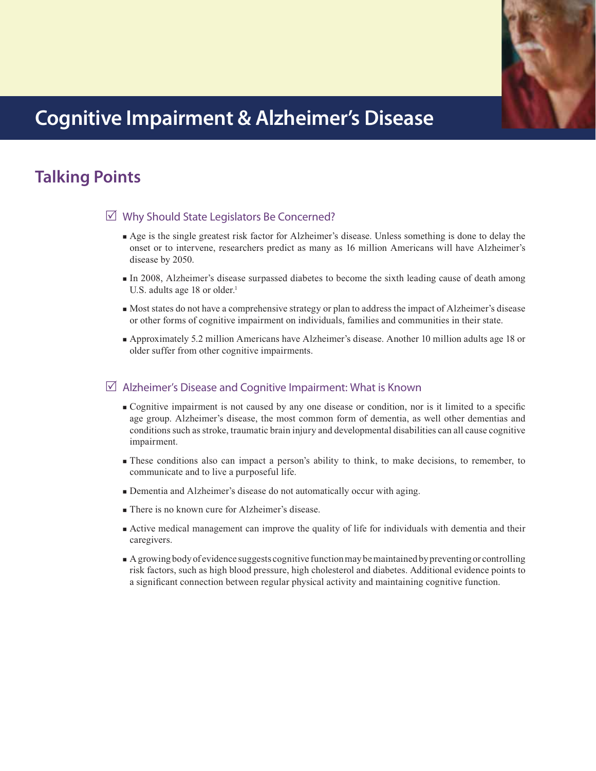# Cognitive Impairment & Alzheimer's Disease

## Talking Points

### ☑ Why Should State Legislators Be Concerned?

- Age is the single greatest risk factor for Alzheimer's disease. Unless something is done to delay the onset or to intervene, researchers predict as many as 16 million Americans will have Alzheimer's disease by 2050.
- In 2008, Alzheimer's disease surpassed diabetes to become the sixth leading cause of death among U.S. adults age 18 or older.[1]
- Most states do not have a comprehensive strategy or plan to address the impact of Alzheimer's disease or other forms of cognitive impairment on individuals, families and communities in their state.
- Approximately 5.2 million Americans have Alzheimer's disease. Another 10 million adults age 18 or older suffer from other cognitive impairments.

### ☑ Alzheimer's Disease and Cognitive Impairment: What is Known

- Cognitive impairment is not caused by any one disease or condition, nor is it limited to a specific age group. Alzheimer's disease, the most common form of dementia, as well other dementias and conditions such as stroke, traumatic brain injury and developmental disabilities can all cause cognitive impairment.
- These conditions also can impact a person's ability to think, to make decisions, to remember, to communicate and to live a purposeful life.
- Dementia and Alzheimer's disease do not automatically occur with aging.
- There is no known cure for Alzheimer's disease.
- Active medical management can improve the quality of life for individuals with dementia and their caregivers.
- A growing body of evidence suggests cognitive function may be maintained by preventing or controlling risk factors, such as high blood pressure, high cholesterol and diabetes. Additional evidence points to a significant connection between regular physical activity and maintaining cognitive function.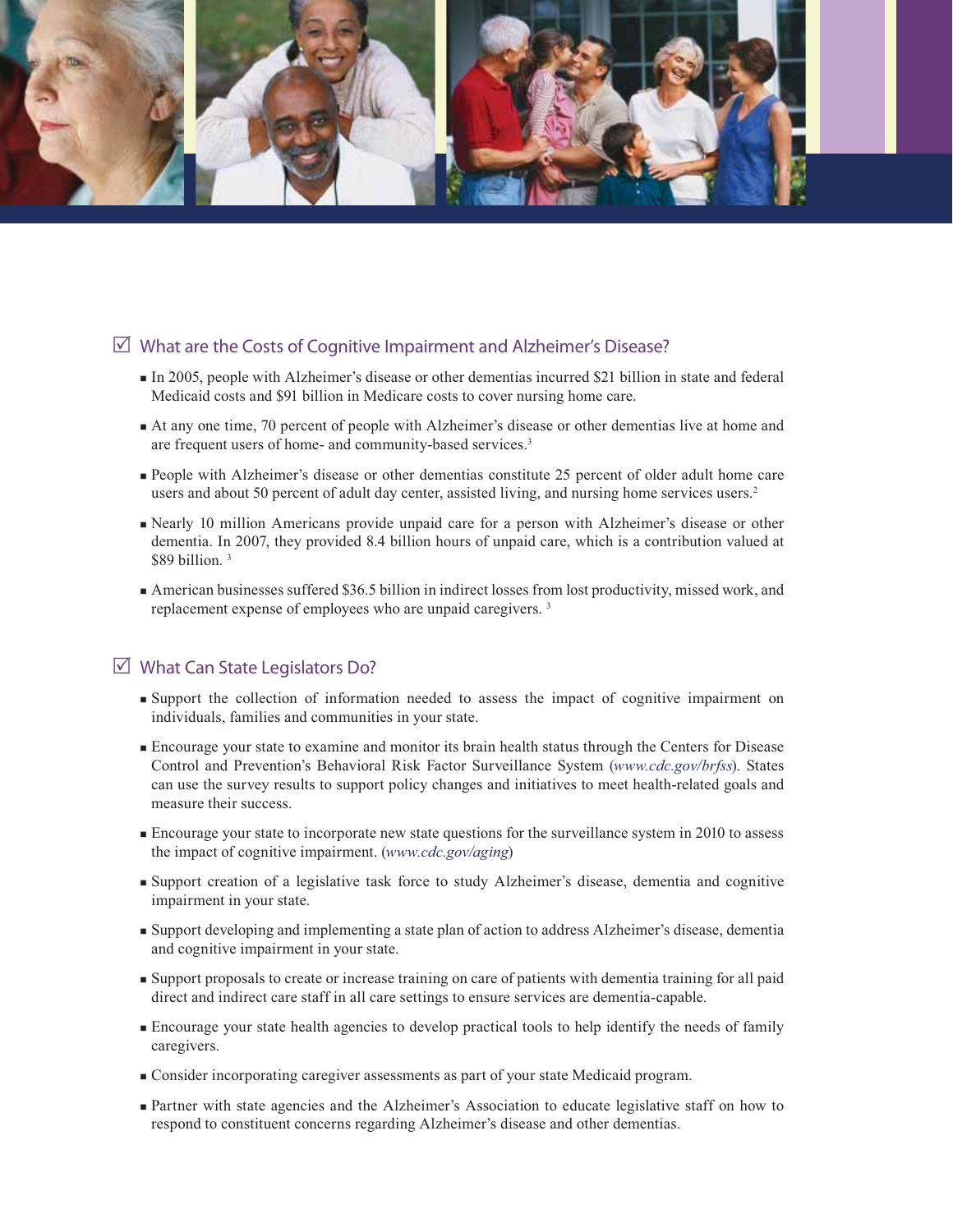## ☑ What are the Costs of Cognitive Impairment and Alzheimer's Disease?

- In 2005, people with Alzheimer's disease or other dementias incurred $21 billion in state and federal Medicaid costs and $91 billion in Medicare costs to cover nursing home care.
- At any one time, 70 percent of people with Alzheimer's disease or other dementias live at home and are frequent users of home- and community-based services.[3]
- People with Alzheimer's disease or other dementias constitute 25 percent of older adult home care users and about 50 percent of adult day center, assisted living, and nursing home services users.[2]
- Nearly 10 million Americans provide unpaid care for a person with Alzheimer's disease or other dementia. In 2007, they provided 8.4 billion hours of unpaid care, which is a contribution valued at $89 billion. [3]
- American businesses suffered $36.5 billion in indirect losses from lost productivity, missed work, and replacement expense of employees who are unpaid caregivers. [3]

## ☑ What Can State Legislators Do?

- Support the collection of information needed to assess the impact of cognitive impairment on individuals, families and communities in your state.
- Encourage your state to examine and monitor its brain health status through the Centers for Disease Control and Prevention's Behavioral Risk Factor Surveillance System (*www.cdc.gov/brfss*). States can use the survey results to support policy changes and initiatives to meet health-related goals and measure their success.
- Encourage your state to incorporate new state questions for the surveillance system in 2010 to assess the impact of cognitive impairment. (*www.cdc.gov/aging*)
- Support creation of a legislative task force to study Alzheimer's disease, dementia and cognitive impairment in your state.
- Support developing and implementing a state plan of action to address Alzheimer's disease, dementia and cognitive impairment in your state.
- Support proposals to create or increase training on care of patients with dementia training for all paid direct and indirect care staff in all care settings to ensure services are dementia-capable.
- Encourage your state health agencies to develop practical tools to help identify the needs of family caregivers.
- Consider incorporating caregiver assessments as part of your state Medicaid program.
- Partner with state agencies and the Alzheimer's Association to educate legislative staff on how to respond to constituent concerns regarding Alzheimer's disease and other dementias.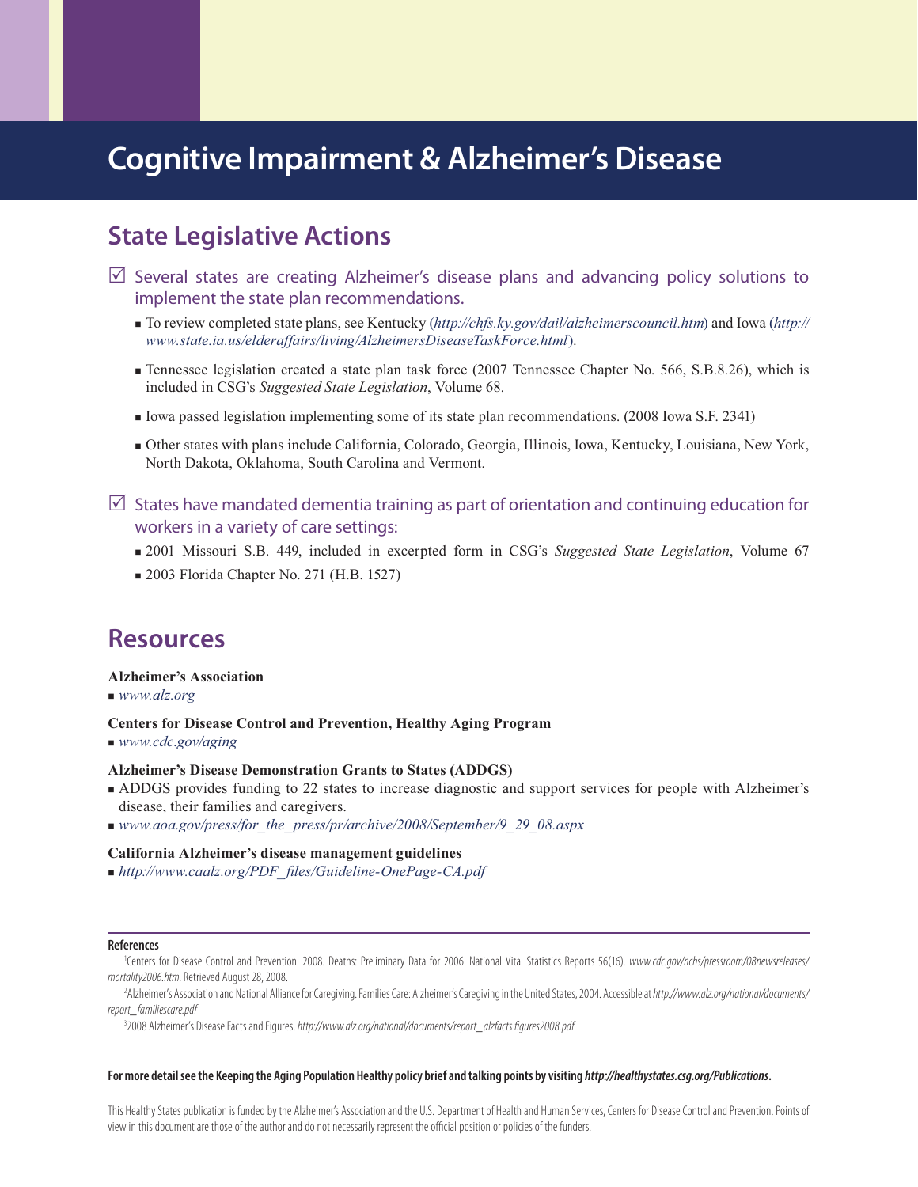# Cognitive Impairment & Alzheimer's Disease

## State Legislative Actions

☑ Several states are creating Alzheimer's disease plans and advancing policy solutions to implement the state plan recommendations.

- To review completed state plans, see Kentucky (*http://chfs.ky.gov/dail/alzheimerscouncil.htm*) and Iowa (*http://www.state.ia.us/elderaffairs/living/AlzheimersDiseaseTaskForce.html*).
- Tennessee legislation created a state plan task force (2007 Tennessee Chapter No. 566, S.B.8.26), which is included in CSG's *Suggested State Legislation*, Volume 68.
- Iowa passed legislation implementing some of its state plan recommendations. (2008 Iowa S.F. 2341)
- Other states with plans include California, Colorado, Georgia, Illinois, Iowa, Kentucky, Louisiana, New York, North Dakota, Oklahoma, South Carolina and Vermont.

☑ States have mandated dementia training as part of orientation and continuing education for workers in a variety of care settings:

- 2001 Missouri S.B. 449, included in excerpted form in CSG's *Suggested State Legislation*, Volume 67
- 2003 Florida Chapter No. 271 (H.B. 1527)

## Resources

**Alzheimer's Association**

- *www.alz.org*

**Centers for Disease Control and Prevention, Healthy Aging Program**

- *www.cdc.gov/aging*

**Alzheimer's Disease Demonstration Grants to States (ADDGS)**

- ADDGS provides funding to 22 states to increase diagnostic and support services for people with Alzheimer's disease, their families and caregivers.
- *www.aoa.gov/press/for_the_press/pr/archive/2008/September/9_29_08.aspx*

**California Alzheimer's disease management guidelines**

- *http://www.caalz.org/PDF_files/Guideline-OnePage-CA.pdf*

---

**References**

[1] Centers for Disease Control and Prevention. 2008. Deaths: Preliminary Data for 2006. National Vital Statistics Reports 56(16). *www.cdc.gov/nchs/pressroom/08newsreleases/mortality2006.htm*. Retrieved August 28, 2008.

[2] Alzheimer's Association and National Alliance for Caregiving. Families Care: Alzheimer's Caregiving in the United States, 2004. Accessible at *http://www.alz.org/national/documents/report_familiescare.pdf*

[3] 2008 Alzheimer's Disease Facts and Figures. *http://www.alz.org/national/documents/report_alzfacts figures2008.pdf*

**For more detail see the Keeping the Aging Population Healthy policy brief and talking points by visiting *http://healthystates.csg.org/Publications*.**

This Healthy States publication is funded by the Alzheimer's Association and the U.S. Department of Health and Human Services, Centers for Disease Control and Prevention. Points of view in this document are those of the author and do not necessarily represent the official position or policies of the funders.